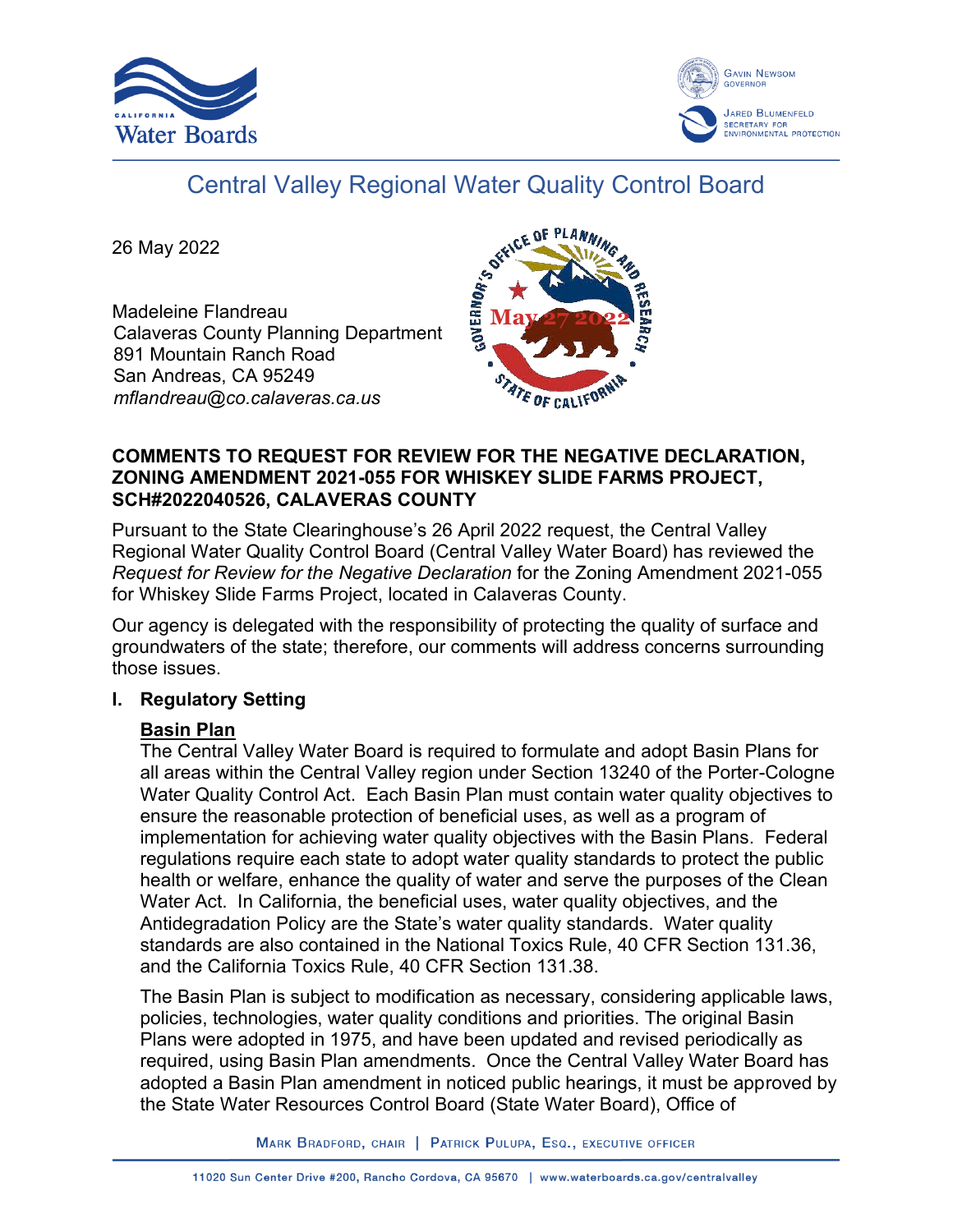# Central Valley Regional Water Quality Control Board

26 May 2022

May 27 2022

Madeleine Flandreau
Calaveras County Planning Department
891 Mountain Ranch Road
San Andreas, CA 95249
*mflandreau@co.calaveras.ca.us*

**COMMENTS TO REQUEST FOR REVIEW FOR THE NEGATIVE DECLARATION, ZONING AMENDMENT 2021-055 FOR WHISKEY SLIDE FARMS PROJECT, SCH#2022040526, CALAVERAS COUNTY**

Pursuant to the State Clearinghouse's 26 April 2022 request, the Central Valley Regional Water Quality Control Board (Central Valley Water Board) has reviewed the *Request for Review for the Negative Declaration* for the Zoning Amendment 2021-055 for Whiskey Slide Farms Project, located in Calaveras County.

Our agency is delegated with the responsibility of protecting the quality of surface and groundwaters of the state; therefore, our comments will address concerns surrounding those issues.

## I. Regulatory Setting

### Basin Plan

The Central Valley Water Board is required to formulate and adopt Basin Plans for all areas within the Central Valley region under Section 13240 of the Porter-Cologne Water Quality Control Act. Each Basin Plan must contain water quality objectives to ensure the reasonable protection of beneficial uses, as well as a program of implementation for achieving water quality objectives with the Basin Plans. Federal regulations require each state to adopt water quality standards to protect the public health or welfare, enhance the quality of water and serve the purposes of the Clean Water Act. In California, the beneficial uses, water quality objectives, and the Antidegradation Policy are the State's water quality standards. Water quality standards are also contained in the National Toxics Rule, 40 CFR Section 131.36, and the California Toxics Rule, 40 CFR Section 131.38.

The Basin Plan is subject to modification as necessary, considering applicable laws, policies, technologies, water quality conditions and priorities. The original Basin Plans were adopted in 1975, and have been updated and revised periodically as required, using Basin Plan amendments. Once the Central Valley Water Board has adopted a Basin Plan amendment in noticed public hearings, it must be approved by the State Water Resources Control Board (State Water Board), Office of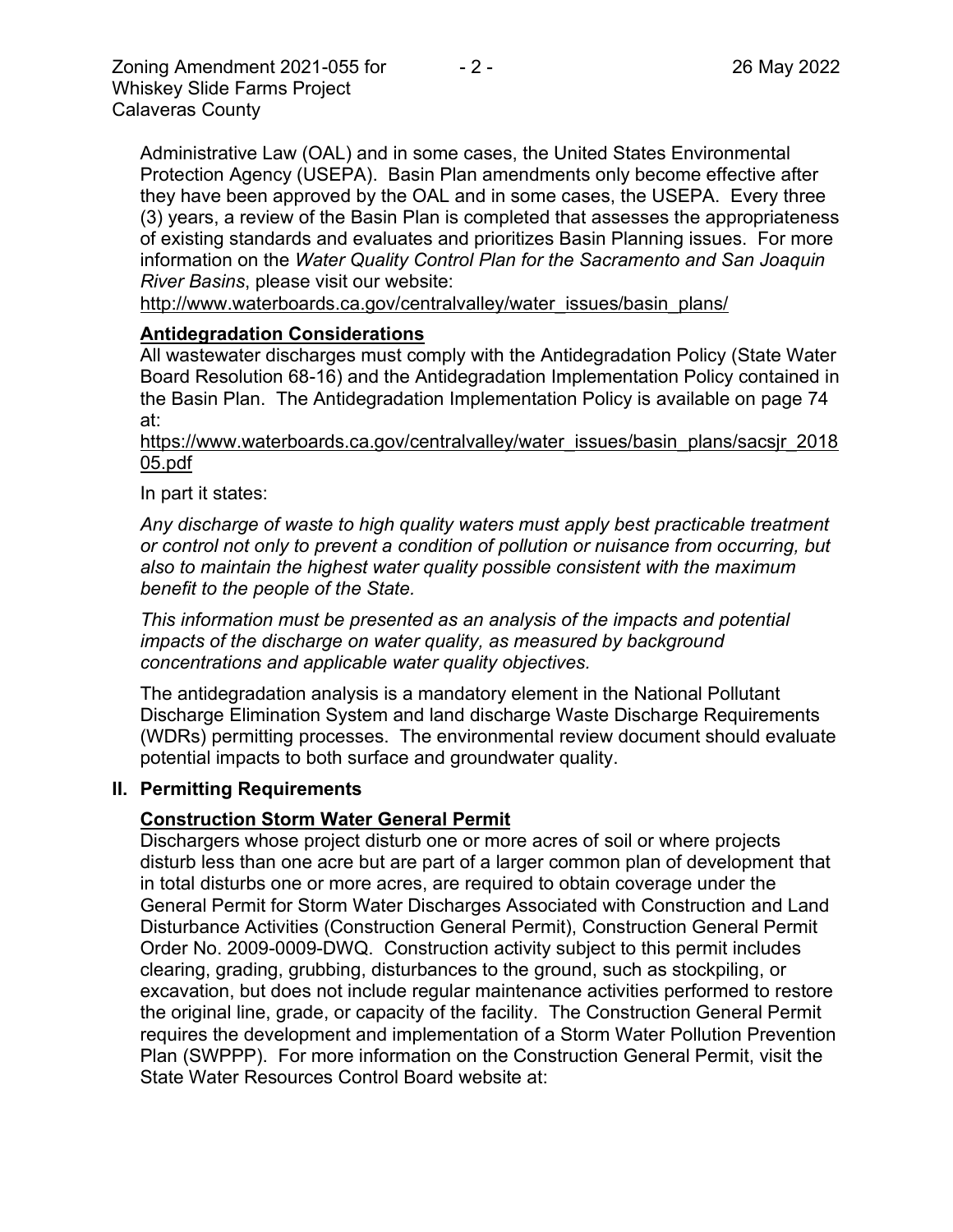Administrative Law (OAL) and in some cases, the United States Environmental Protection Agency (USEPA). Basin Plan amendments only become effective after they have been approved by the OAL and in some cases, the USEPA. Every three (3) years, a review of the Basin Plan is completed that assesses the appropriateness of existing standards and evaluates and prioritizes Basin Planning issues. For more information on the *Water Quality Control Plan for the Sacramento and San Joaquin River Basins*, please visit our website:

http://www.waterboards.ca.gov/centralvalley/water_issues/basin_plans/

**Antidegradation Considerations**

All wastewater discharges must comply with the Antidegradation Policy (State Water Board Resolution 68-16) and the Antidegradation Implementation Policy contained in the Basin Plan. The Antidegradation Implementation Policy is available on page 74 at:

https://www.waterboards.ca.gov/centralvalley/water_issues/basin_plans/sacsjr_201805.pdf

In part it states:

*Any discharge of waste to high quality waters must apply best practicable treatment or control not only to prevent a condition of pollution or nuisance from occurring, but also to maintain the highest water quality possible consistent with the maximum benefit to the people of the State.*

*This information must be presented as an analysis of the impacts and potential impacts of the discharge on water quality, as measured by background concentrations and applicable water quality objectives.*

The antidegradation analysis is a mandatory element in the National Pollutant Discharge Elimination System and land discharge Waste Discharge Requirements (WDRs) permitting processes. The environmental review document should evaluate potential impacts to both surface and groundwater quality.

## II. Permitting Requirements

**Construction Storm Water General Permit**

Dischargers whose project disturb one or more acres of soil or where projects disturb less than one acre but are part of a larger common plan of development that in total disturbs one or more acres, are required to obtain coverage under the General Permit for Storm Water Discharges Associated with Construction and Land Disturbance Activities (Construction General Permit), Construction General Permit Order No. 2009-0009-DWQ. Construction activity subject to this permit includes clearing, grading, grubbing, disturbances to the ground, such as stockpiling, or excavation, but does not include regular maintenance activities performed to restore the original line, grade, or capacity of the facility. The Construction General Permit requires the development and implementation of a Storm Water Pollution Prevention Plan (SWPPP). For more information on the Construction General Permit, visit the State Water Resources Control Board website at: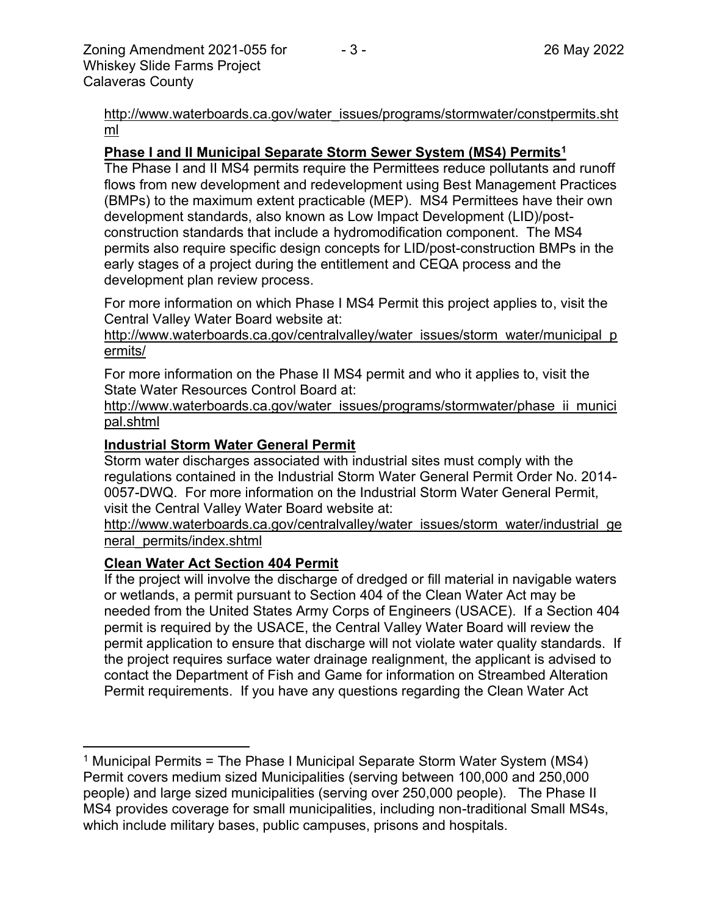http://www.waterboards.ca.gov/water_issues/programs/stormwater/constpermits.shtml

**Phase I and II Municipal Separate Storm Sewer System (MS4) Permits[1]**

The Phase I and II MS4 permits require the Permittees reduce pollutants and runoff flows from new development and redevelopment using Best Management Practices (BMPs) to the maximum extent practicable (MEP). MS4 Permittees have their own development standards, also known as Low Impact Development (LID)/post-construction standards that include a hydromodification component. The MS4 permits also require specific design concepts for LID/post-construction BMPs in the early stages of a project during the entitlement and CEQA process and the development plan review process.

For more information on which Phase I MS4 Permit this project applies to, visit the Central Valley Water Board website at:
http://www.waterboards.ca.gov/centralvalley/water_issues/storm_water/municipal_permits/

For more information on the Phase II MS4 permit and who it applies to, visit the State Water Resources Control Board at:
http://www.waterboards.ca.gov/water_issues/programs/stormwater/phase_ii_municipal.shtml

**Industrial Storm Water General Permit**

Storm water discharges associated with industrial sites must comply with the regulations contained in the Industrial Storm Water General Permit Order No. 2014-0057-DWQ. For more information on the Industrial Storm Water General Permit, visit the Central Valley Water Board website at:
http://www.waterboards.ca.gov/centralvalley/water_issues/storm_water/industrial_general_permits/index.shtml

**Clean Water Act Section 404 Permit**

If the project will involve the discharge of dredged or fill material in navigable waters or wetlands, a permit pursuant to Section 404 of the Clean Water Act may be needed from the United States Army Corps of Engineers (USACE). If a Section 404 permit is required by the USACE, the Central Valley Water Board will review the permit application to ensure that discharge will not violate water quality standards. If the project requires surface water drainage realignment, the applicant is advised to contact the Department of Fish and Game for information on Streambed Alteration Permit requirements. If you have any questions regarding the Clean Water Act

---

[1] Municipal Permits = The Phase I Municipal Separate Storm Water System (MS4) Permit covers medium sized Municipalities (serving between 100,000 and 250,000 people) and large sized municipalities (serving over 250,000 people). The Phase II MS4 provides coverage for small municipalities, including non-traditional Small MS4s, which include military bases, public campuses, prisons and hospitals.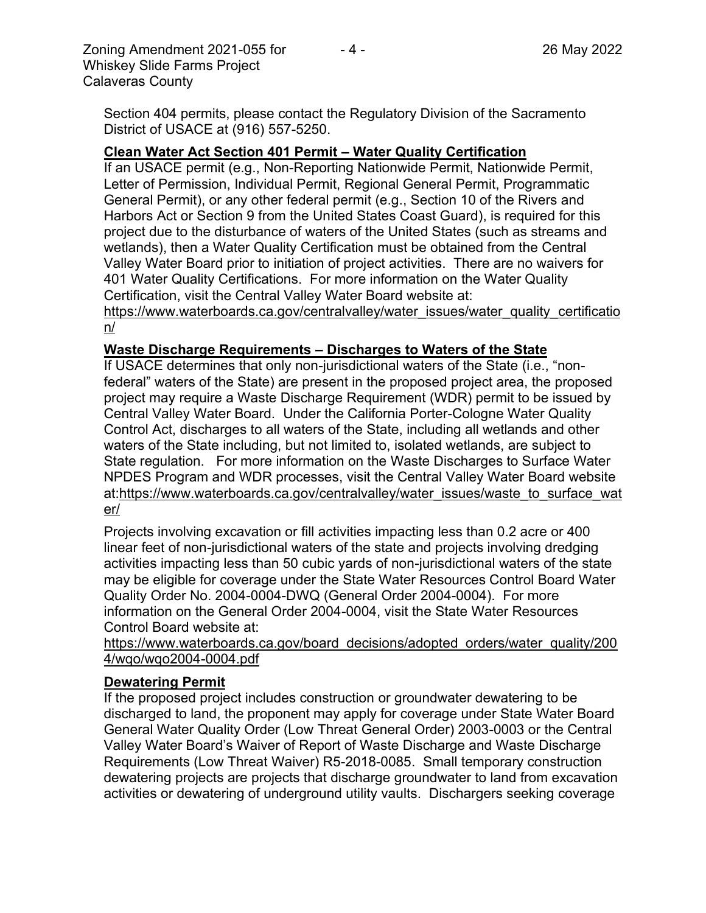Section 404 permits, please contact the Regulatory Division of the Sacramento District of USACE at (916) 557-5250.

**Clean Water Act Section 401 Permit – Water Quality Certification**

If an USACE permit (e.g., Non-Reporting Nationwide Permit, Nationwide Permit, Letter of Permission, Individual Permit, Regional General Permit, Programmatic General Permit), or any other federal permit (e.g., Section 10 of the Rivers and Harbors Act or Section 9 from the United States Coast Guard), is required for this project due to the disturbance of waters of the United States (such as streams and wetlands), then a Water Quality Certification must be obtained from the Central Valley Water Board prior to initiation of project activities. There are no waivers for 401 Water Quality Certifications. For more information on the Water Quality Certification, visit the Central Valley Water Board website at: https://www.waterboards.ca.gov/centralvalley/water_issues/water_quality_certification/

**Waste Discharge Requirements – Discharges to Waters of the State**

If USACE determines that only non-jurisdictional waters of the State (i.e., "non-federal" waters of the State) are present in the proposed project area, the proposed project may require a Waste Discharge Requirement (WDR) permit to be issued by Central Valley Water Board. Under the California Porter-Cologne Water Quality Control Act, discharges to all waters of the State, including all wetlands and other waters of the State including, but not limited to, isolated wetlands, are subject to State regulation. For more information on the Waste Discharges to Surface Water NPDES Program and WDR processes, visit the Central Valley Water Board website at:https://www.waterboards.ca.gov/centralvalley/water_issues/waste_to_surface_water/

Projects involving excavation or fill activities impacting less than 0.2 acre or 400 linear feet of non-jurisdictional waters of the state and projects involving dredging activities impacting less than 50 cubic yards of non-jurisdictional waters of the state may be eligible for coverage under the State Water Resources Control Board Water Quality Order No. 2004-0004-DWQ (General Order 2004-0004). For more information on the General Order 2004-0004, visit the State Water Resources Control Board website at: https://www.waterboards.ca.gov/board_decisions/adopted_orders/water_quality/2004/wqo/wqo2004-0004.pdf

**Dewatering Permit**

If the proposed project includes construction or groundwater dewatering to be discharged to land, the proponent may apply for coverage under State Water Board General Water Quality Order (Low Threat General Order) 2003-0003 or the Central Valley Water Board's Waiver of Report of Waste Discharge and Waste Discharge Requirements (Low Threat Waiver) R5-2018-0085. Small temporary construction dewatering projects are projects that discharge groundwater to land from excavation activities or dewatering of underground utility vaults. Dischargers seeking coverage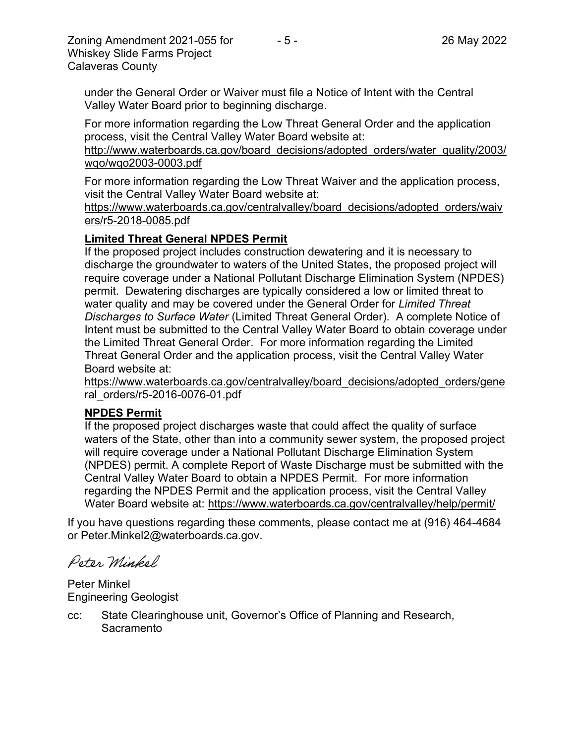under the General Order or Waiver must file a Notice of Intent with the Central Valley Water Board prior to beginning discharge.

For more information regarding the Low Threat General Order and the application process, visit the Central Valley Water Board website at: http://www.waterboards.ca.gov/board_decisions/adopted_orders/water_quality/2003/wqo/wqo2003-0003.pdf

For more information regarding the Low Threat Waiver and the application process, visit the Central Valley Water Board website at: https://www.waterboards.ca.gov/centralvalley/board_decisions/adopted_orders/waivers/r5-2018-0085.pdf

**Limited Threat General NPDES Permit**

If the proposed project includes construction dewatering and it is necessary to discharge the groundwater to waters of the United States, the proposed project will require coverage under a National Pollutant Discharge Elimination System (NPDES) permit. Dewatering discharges are typically considered a low or limited threat to water quality and may be covered under the General Order for *Limited Threat Discharges to Surface Water* (Limited Threat General Order). A complete Notice of Intent must be submitted to the Central Valley Water Board to obtain coverage under the Limited Threat General Order. For more information regarding the Limited Threat General Order and the application process, visit the Central Valley Water Board website at: https://www.waterboards.ca.gov/centralvalley/board_decisions/adopted_orders/general_orders/r5-2016-0076-01.pdf

**NPDES Permit**

If the proposed project discharges waste that could affect the quality of surface waters of the State, other than into a community sewer system, the proposed project will require coverage under a National Pollutant Discharge Elimination System (NPDES) permit. A complete Report of Waste Discharge must be submitted with the Central Valley Water Board to obtain a NPDES Permit. For more information regarding the NPDES Permit and the application process, visit the Central Valley Water Board website at: https://www.waterboards.ca.gov/centralvalley/help/permit/

If you have questions regarding these comments, please contact me at (916) 464-4684 or Peter.Minkel2@waterboards.ca.gov.

*Peter Minkel*

Peter Minkel
Engineering Geologist

cc: State Clearinghouse unit, Governor's Office of Planning and Research, Sacramento